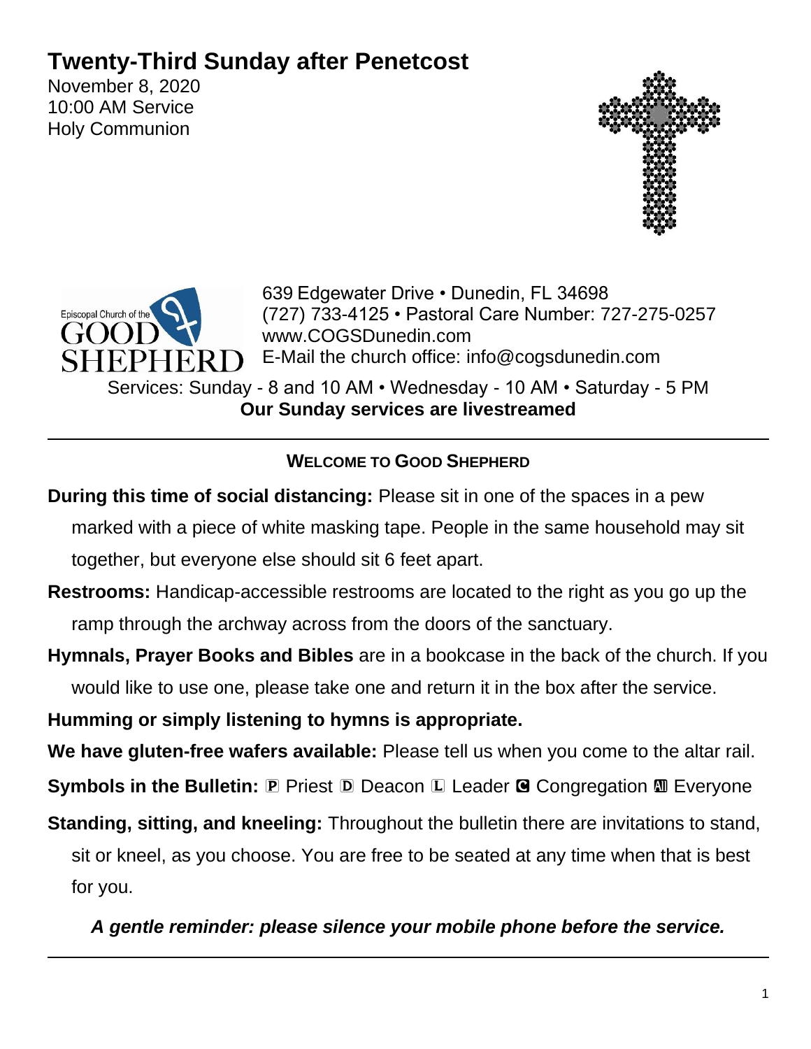# Twenty-Third Sunday after Penetcost

November 8, 2020
10:00 AM Service
Holy Communion

Episcopal Church of the GOOD SHEPHERD

639 Edgewater Drive • Dunedin, FL 34698
(727) 733-4125 • Pastoral Care Number: 727-275-0257
www.COGSDunedin.com
E-Mail the church office: info@cogsdunedin.com

Services: Sunday - 8 and 10 AM • Wednesday - 10 AM • Saturday - 5 PM
**Our Sunday services are livestreamed**

---

## WELCOME TO GOOD SHEPHERD

**During this time of social distancing:** Please sit in one of the spaces in a pew marked with a piece of white masking tape. People in the same household may sit together, but everyone else should sit 6 feet apart.

**Restrooms:** Handicap-accessible restrooms are located to the right as you go up the ramp through the archway across from the doors of the sanctuary.

**Hymnals, Prayer Books and Bibles** are in a bookcase in the back of the church. If you would like to use one, please take one and return it in the box after the service.

**Humming or simply listening to hymns is appropriate.**

**We have gluten-free wafers available:** Please tell us when you come to the altar rail.

**Symbols in the Bulletin:** 🅿 Priest 🄳 Deacon 🄻 Leader 🅲 Congregation 🄰🄻🄻 Everyone

**Standing, sitting, and kneeling:** Throughout the bulletin there are invitations to stand, sit or kneel, as you choose. You are free to be seated at any time when that is best for you.

***A gentle reminder: please silence your mobile phone before the service.***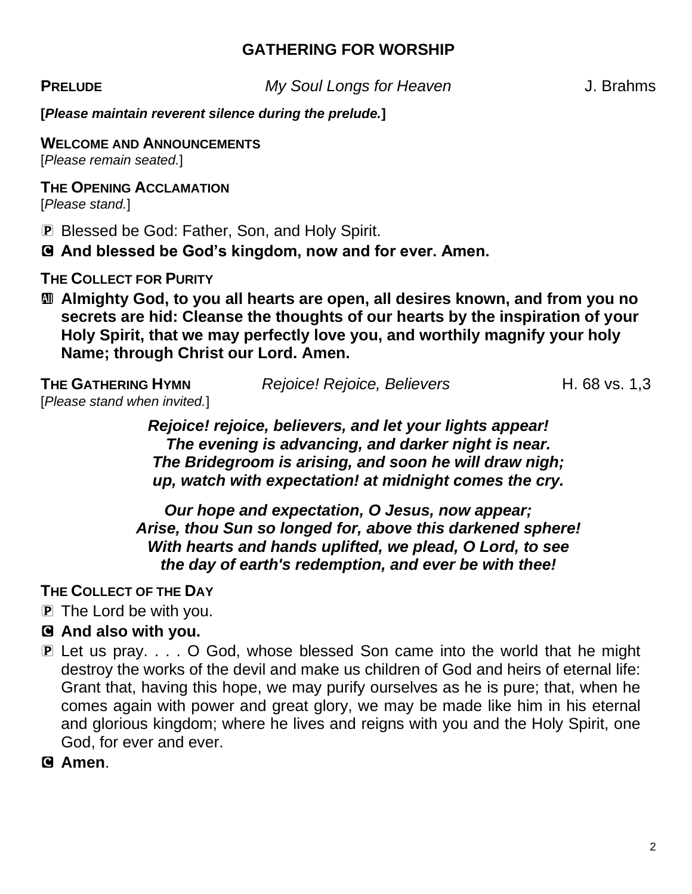## GATHERING FOR WORSHIP

**PRELUDE** *My Soul Longs for Heaven* J. Brahms

**[*Please maintain reverent silence during the prelude.*]**

**WELCOME AND ANNOUNCEMENTS**
[*Please remain seated.*]

**THE OPENING ACCLAMATION**
[*Please stand.*]

P Blessed be God: Father, Son, and Holy Spirit.

C **And blessed be God's kingdom, now and for ever. Amen.**

**THE COLLECT FOR PURITY**

All **Almighty God, to you all hearts are open, all desires known, and from you no secrets are hid: Cleanse the thoughts of our hearts by the inspiration of your Holy Spirit, that we may perfectly love you, and worthily magnify your holy Name; through Christ our Lord. Amen.**

**THE GATHERING HYMN** *Rejoice! Rejoice, Believers* H. 68 vs. 1,3
[*Please stand when invited.*]

***Rejoice! rejoice, believers, and let your lights appear!***
***The evening is advancing, and darker night is near.***
***The Bridegroom is arising, and soon he will draw nigh;***
***up, watch with expectation! at midnight comes the cry.***

***Our hope and expectation, O Jesus, now appear;***
***Arise, thou Sun so longed for, above this darkened sphere!***
***With hearts and hands uplifted, we plead, O Lord, to see***
***the day of earth's redemption, and ever be with thee!***

**THE COLLECT OF THE DAY**

P The Lord be with you.

C **And also with you.**

P Let us pray. . . . O God, whose blessed Son came into the world that he might destroy the works of the devil and make us children of God and heirs of eternal life: Grant that, having this hope, we may purify ourselves as he is pure; that, when he comes again with power and great glory, we may be made like him in his eternal and glorious kingdom; where he lives and reigns with you and the Holy Spirit, one God, for ever and ever.

C **Amen**.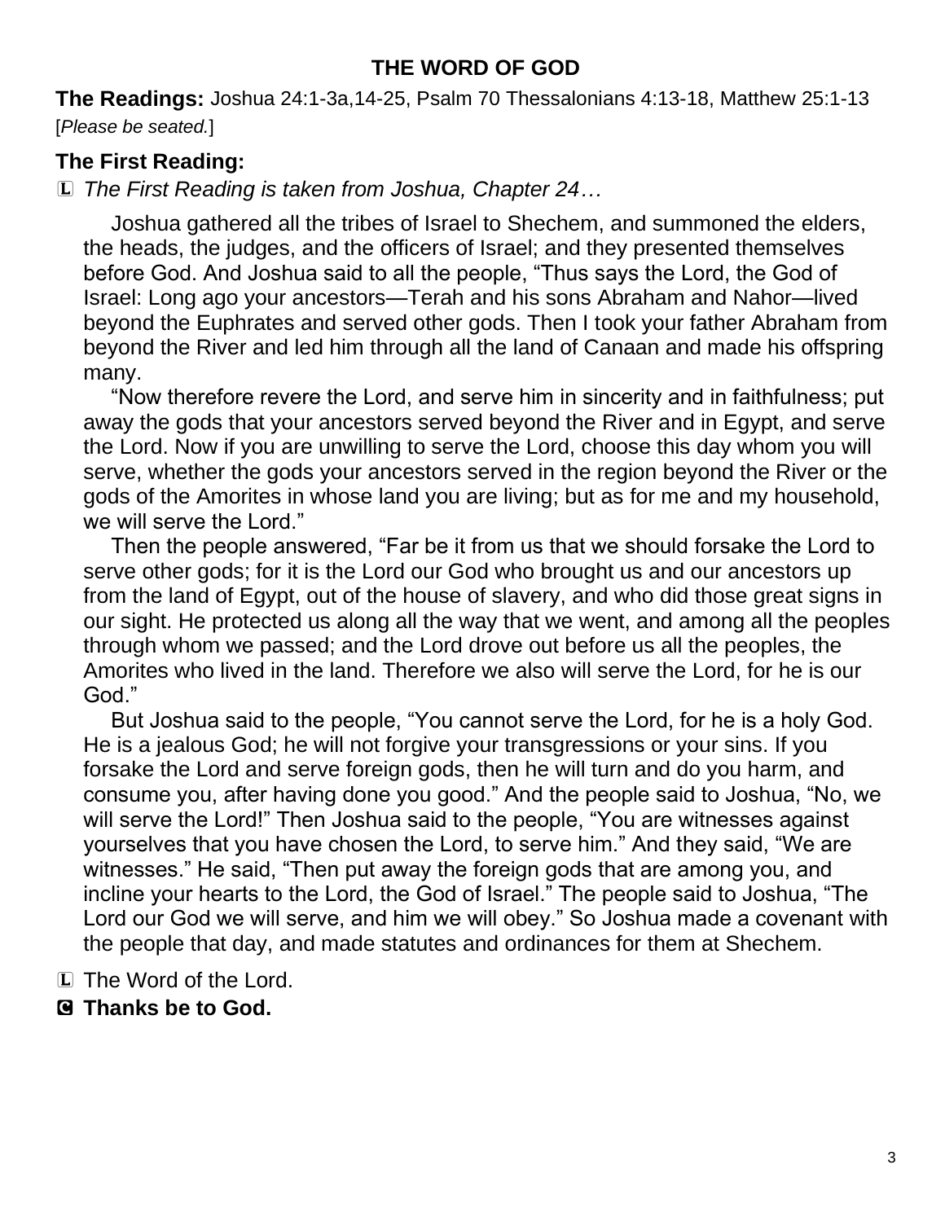## THE WORD OF GOD

**The Readings:** Joshua 24:1-3a,14-25, Psalm 70 Thessalonians 4:13-18, Matthew 25:1-13
[*Please be seated.*]

### The First Reading:

Ⓛ *The First Reading is taken from Joshua, Chapter 24…*

Joshua gathered all the tribes of Israel to Shechem, and summoned the elders, the heads, the judges, and the officers of Israel; and they presented themselves before God. And Joshua said to all the people, "Thus says the Lord, the God of Israel: Long ago your ancestors—Terah and his sons Abraham and Nahor—lived beyond the Euphrates and served other gods. Then I took your father Abraham from beyond the River and led him through all the land of Canaan and made his offspring many.

"Now therefore revere the Lord, and serve him in sincerity and in faithfulness; put away the gods that your ancestors served beyond the River and in Egypt, and serve the Lord. Now if you are unwilling to serve the Lord, choose this day whom you will serve, whether the gods your ancestors served in the region beyond the River or the gods of the Amorites in whose land you are living; but as for me and my household, we will serve the Lord."

Then the people answered, "Far be it from us that we should forsake the Lord to serve other gods; for it is the Lord our God who brought us and our ancestors up from the land of Egypt, out of the house of slavery, and who did those great signs in our sight. He protected us along all the way that we went, and among all the peoples through whom we passed; and the Lord drove out before us all the peoples, the Amorites who lived in the land. Therefore we also will serve the Lord, for he is our God."

But Joshua said to the people, "You cannot serve the Lord, for he is a holy God. He is a jealous God; he will not forgive your transgressions or your sins. If you forsake the Lord and serve foreign gods, then he will turn and do you harm, and consume you, after having done you good." And the people said to Joshua, "No, we will serve the Lord!" Then Joshua said to the people, "You are witnesses against yourselves that you have chosen the Lord, to serve him." And they said, "We are witnesses." He said, "Then put away the foreign gods that are among you, and incline your hearts to the Lord, the God of Israel." The people said to Joshua, "The Lord our God we will serve, and him we will obey." So Joshua made a covenant with the people that day, and made statutes and ordinances for them at Shechem.

Ⓛ The Word of the Lord.

Ⓒ **Thanks be to God.**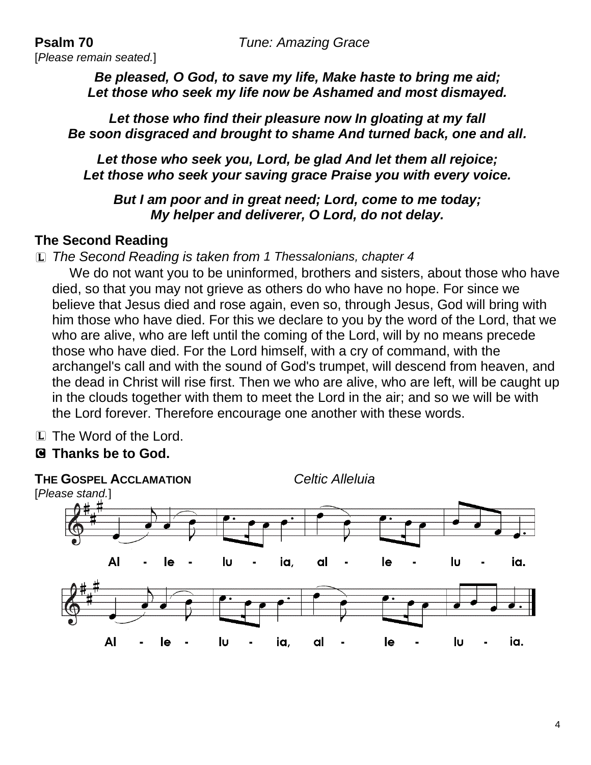**Psalm 70** *Tune: Amazing Grace*

[*Please remain seated.*]

***Be pleased, O God, to save my life, Make haste to bring me aid;***
***Let those who seek my life now be Ashamed and most dismayed.***

***Let those who find their pleasure now In gloating at my fall***
***Be soon disgraced and brought to shame And turned back, one and all.***

***Let those who seek you, Lord, be glad And let them all rejoice;***
***Let those who seek your saving grace Praise you with every voice.***

***But I am poor and in great need; Lord, come to me today;***
***My helper and deliverer, O Lord, do not delay.***

## The Second Reading

Ⓛ *The Second Reading is taken from 1 Thessalonians, chapter 4*

We do not want you to be uninformed, brothers and sisters, about those who have died, so that you may not grieve as others do who have no hope. For since we believe that Jesus died and rose again, even so, through Jesus, God will bring with him those who have died. For this we declare to you by the word of the Lord, that we who are alive, who are left until the coming of the Lord, will by no means precede those who have died. For the Lord himself, with a cry of command, with the archangel's call and with the sound of God's trumpet, will descend from heaven, and the dead in Christ will rise first. Then we who are alive, who are left, will be caught up in the clouds together with them to meet the Lord in the air; and so we will be with the Lord forever. Therefore encourage one another with these words.

Ⓛ The Word of the Lord.

Ⓒ **Thanks be to God.**

**THE GOSPEL ACCLAMATION** *Celtic Alleluia*

[*Please stand.*]

Al - le - lu - ia, al - le - lu - ia.

Al - le - lu - ia, al - le - lu - ia.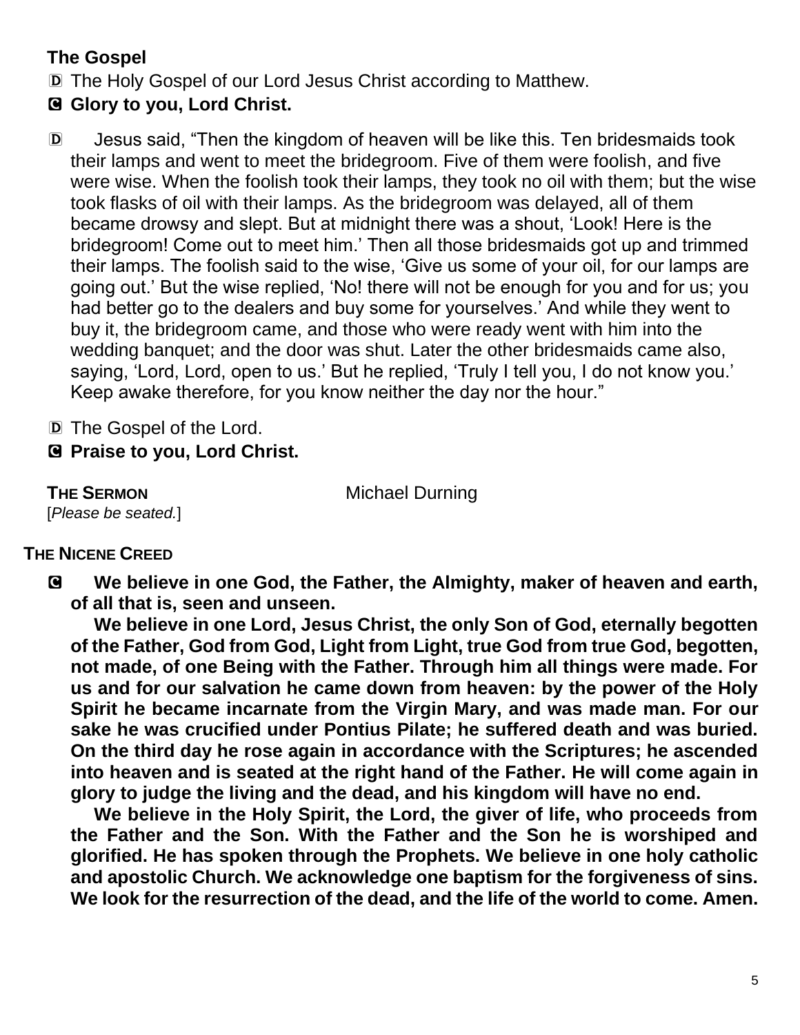## The Gospel

Ⓓ The Holy Gospel of our Lord Jesus Christ according to Matthew.

Ⓒ **Glory to you, Lord Christ.**

Ⓓ Jesus said, “Then the kingdom of heaven will be like this. Ten bridesmaids took their lamps and went to meet the bridegroom. Five of them were foolish, and five were wise. When the foolish took their lamps, they took no oil with them; but the wise took flasks of oil with their lamps. As the bridegroom was delayed, all of them became drowsy and slept. But at midnight there was a shout, ‘Look! Here is the bridegroom! Come out to meet him.’ Then all those bridesmaids got up and trimmed their lamps. The foolish said to the wise, ‘Give us some of your oil, for our lamps are going out.’ But the wise replied, ‘No! there will not be enough for you and for us; you had better go to the dealers and buy some for yourselves.’ And while they went to buy it, the bridegroom came, and those who were ready went with him into the wedding banquet; and the door was shut. Later the other bridesmaids came also, saying, ‘Lord, Lord, open to us.’ But he replied, ‘Truly I tell you, I do not know you.’ Keep awake therefore, for you know neither the day nor the hour.”

Ⓓ The Gospel of the Lord.

Ⓒ **Praise to you, Lord Christ.**

**The Sermon** Michael Durning

[*Please be seated.*]

## The Nicene Creed

Ⓒ **We believe in one God, the Father, the Almighty, maker of heaven and earth, of all that is, seen and unseen.**

**We believe in one Lord, Jesus Christ, the only Son of God, eternally begotten of the Father, God from God, Light from Light, true God from true God, begotten, not made, of one Being with the Father. Through him all things were made. For us and for our salvation he came down from heaven: by the power of the Holy Spirit he became incarnate from the Virgin Mary, and was made man. For our sake he was crucified under Pontius Pilate; he suffered death and was buried. On the third day he rose again in accordance with the Scriptures; he ascended into heaven and is seated at the right hand of the Father. He will come again in glory to judge the living and the dead, and his kingdom will have no end.**

**We believe in the Holy Spirit, the Lord, the giver of life, who proceeds from the Father and the Son. With the Father and the Son he is worshiped and glorified. He has spoken through the Prophets. We believe in one holy catholic and apostolic Church. We acknowledge one baptism for the forgiveness of sins. We look for the resurrection of the dead, and the life of the world to come. Amen.**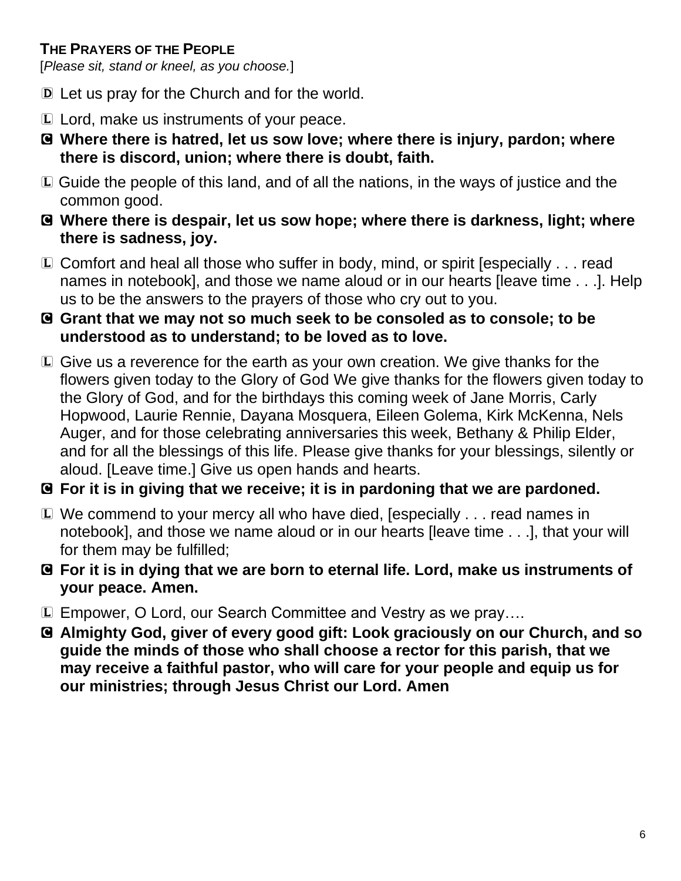**THE PRAYERS OF THE PEOPLE**
[*Please sit, stand or kneel, as you choose.*]

D Let us pray for the Church and for the world.

L Lord, make us instruments of your peace.

**C Where there is hatred, let us sow love; where there is injury, pardon; where there is discord, union; where there is doubt, faith.**

L Guide the people of this land, and of all the nations, in the ways of justice and the common good.

**C Where there is despair, let us sow hope; where there is darkness, light; where there is sadness, joy.**

L Comfort and heal all those who suffer in body, mind, or spirit [especially . . . read names in notebook], and those we name aloud or in our hearts [leave time . . .]. Help us to be the answers to the prayers of those who cry out to you.

**C Grant that we may not so much seek to be consoled as to console; to be understood as to understand; to be loved as to love.**

L Give us a reverence for the earth as your own creation. We give thanks for the flowers given today to the Glory of God We give thanks for the flowers given today to the Glory of God, and for the birthdays this coming week of Jane Morris, Carly Hopwood, Laurie Rennie, Dayana Mosquera, Eileen Golema, Kirk McKenna, Nels Auger, and for those celebrating anniversaries this week, Bethany & Philip Elder, and for all the blessings of this life. Please give thanks for your blessings, silently or aloud. [Leave time.] Give us open hands and hearts.

**C For it is in giving that we receive; it is in pardoning that we are pardoned.**

L We commend to your mercy all who have died, [especially . . . read names in notebook], and those we name aloud or in our hearts [leave time . . .], that your will for them may be fulfilled;

**C For it is in dying that we are born to eternal life. Lord, make us instruments of your peace. Amen.**

L Empower, O Lord, our Search Committee and Vestry as we pray….

**C Almighty God, giver of every good gift: Look graciously on our Church, and so guide the minds of those who shall choose a rector for this parish, that we may receive a faithful pastor, who will care for your people and equip us for our ministries; through Jesus Christ our Lord. Amen**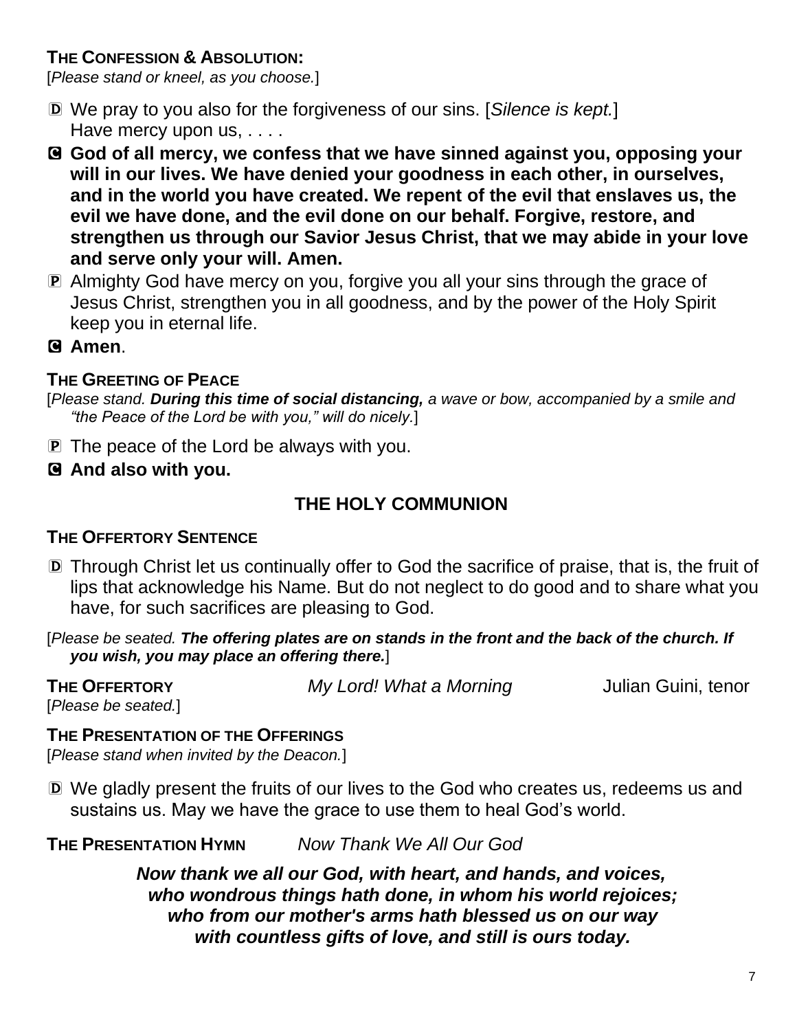**THE CONFESSION & ABSOLUTION:**

[*Please stand or kneel, as you choose.*]

D We pray to you also for the forgiveness of our sins. [*Silence is kept.*]
Have mercy upon us, . . . .

C **God of all mercy, we confess that we have sinned against you, opposing your will in our lives. We have denied your goodness in each other, in ourselves, and in the world you have created. We repent of the evil that enslaves us, the evil we have done, and the evil done on our behalf. Forgive, restore, and strengthen us through our Savior Jesus Christ, that we may abide in your love and serve only your will. Amen.**

P Almighty God have mercy on you, forgive you all your sins through the grace of Jesus Christ, strengthen you in all goodness, and by the power of the Holy Spirit keep you in eternal life.

C **Amen**.

**THE GREETING OF PEACE**

[*Please stand.* ***During this time of social distancing,*** *a wave or bow, accompanied by a smile and "the Peace of the Lord be with you," will do nicely.*]

P The peace of the Lord be always with you.

C **And also with you.**

## THE HOLY COMMUNION

**THE OFFERTORY SENTENCE**

D Through Christ let us continually offer to God the sacrifice of praise, that is, the fruit of lips that acknowledge his Name. But do not neglect to do good and to share what you have, for such sacrifices are pleasing to God.

[*Please be seated.* ***The offering plates are on stands in the front and the back of the church. If you wish, you may place an offering there.***]

**THE OFFERTORY** *My Lord! What a Morning* Julian Guini, tenor

[*Please be seated.*]

**THE PRESENTATION OF THE OFFERINGS**

[*Please stand when invited by the Deacon.*]

D We gladly present the fruits of our lives to the God who creates us, redeems us and sustains us. May we have the grace to use them to heal God's world.

**THE PRESENTATION HYMN** *Now Thank We All Our God*

***Now thank we all our God, with heart, and hands, and voices,***
***who wondrous things hath done, in whom his world rejoices;***
***who from our mother's arms hath blessed us on our way***
***with countless gifts of love, and still is ours today.***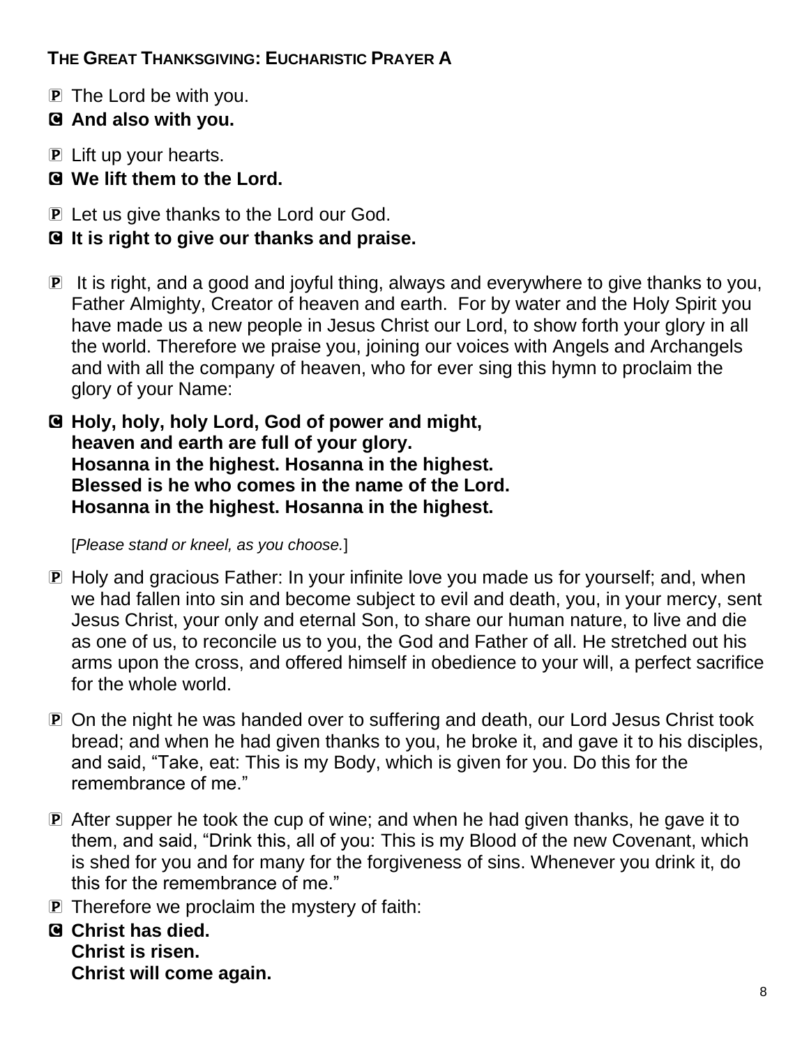**THE GREAT THANKSGIVING: EUCHARISTIC PRAYER A**

P The Lord be with you.

**C And also with you.**

P Lift up your hearts.

**C We lift them to the Lord.**

P Let us give thanks to the Lord our God.

**C It is right to give our thanks and praise.**

P It is right, and a good and joyful thing, always and everywhere to give thanks to you, Father Almighty, Creator of heaven and earth. For by water and the Holy Spirit you have made us a new people in Jesus Christ our Lord, to show forth your glory in all the world. Therefore we praise you, joining our voices with Angels and Archangels and with all the company of heaven, who for ever sing this hymn to proclaim the glory of your Name:

**C Holy, holy, holy Lord, God of power and might,**
**heaven and earth are full of your glory.**
**Hosanna in the highest. Hosanna in the highest.**
**Blessed is he who comes in the name of the Lord.**
**Hosanna in the highest. Hosanna in the highest.**

[*Please stand or kneel, as you choose.*]

P Holy and gracious Father: In your infinite love you made us for yourself; and, when we had fallen into sin and become subject to evil and death, you, in your mercy, sent Jesus Christ, your only and eternal Son, to share our human nature, to live and die as one of us, to reconcile us to you, the God and Father of all. He stretched out his arms upon the cross, and offered himself in obedience to your will, a perfect sacrifice for the whole world.

P On the night he was handed over to suffering and death, our Lord Jesus Christ took bread; and when he had given thanks to you, he broke it, and gave it to his disciples, and said, "Take, eat: This is my Body, which is given for you. Do this for the remembrance of me."

P After supper he took the cup of wine; and when he had given thanks, he gave it to them, and said, "Drink this, all of you: This is my Blood of the new Covenant, which is shed for you and for many for the forgiveness of sins. Whenever you drink it, do this for the remembrance of me."

P Therefore we proclaim the mystery of faith:

**C Christ has died.**
**Christ is risen.**
**Christ will come again.**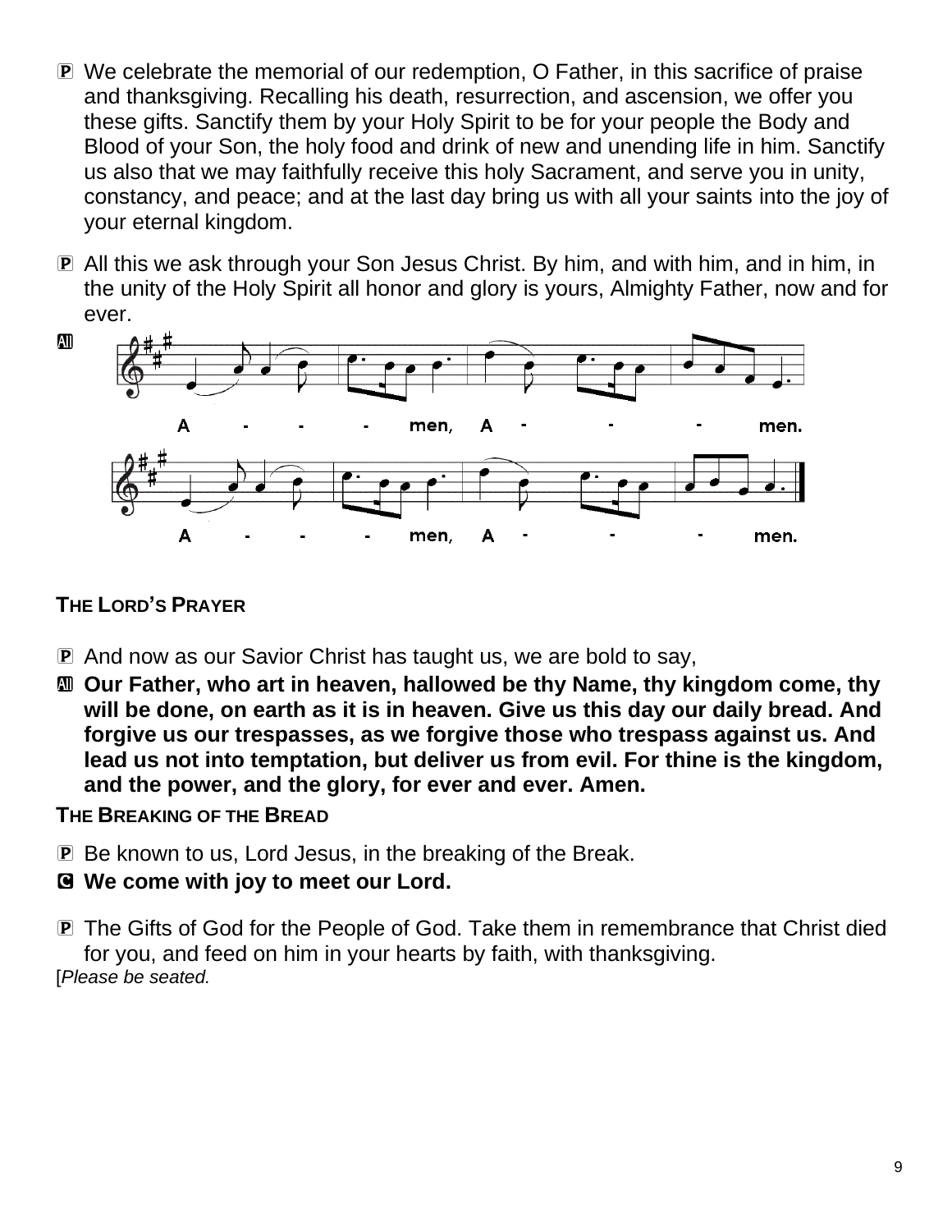P We celebrate the memorial of our redemption, O Father, in this sacrifice of praise and thanksgiving. Recalling his death, resurrection, and ascension, we offer you these gifts. Sanctify them by your Holy Spirit to be for your people the Body and Blood of your Son, the holy food and drink of new and unending life in him. Sanctify us also that we may faithfully receive this holy Sacrament, and serve you in unity, constancy, and peace; and at the last day bring us with all your saints into the joy of your eternal kingdom.

P All this we ask through your Son Jesus Christ. By him, and with him, and in him, in the unity of the Holy Spirit all honor and glory is yours, Almighty Father, now and for ever.

All A - - - men, A - - - men.

A - - - men, A - - - men.

**THE LORD'S PRAYER**

P And now as our Savior Christ has taught us, we are bold to say,

All **Our Father, who art in heaven, hallowed be thy Name, thy kingdom come, thy will be done, on earth as it is in heaven. Give us this day our daily bread. And forgive us our trespasses, as we forgive those who trespass against us. And lead us not into temptation, but deliver us from evil. For thine is the kingdom, and the power, and the glory, for ever and ever. Amen.**

**THE BREAKING OF THE BREAD**

P Be known to us, Lord Jesus, in the breaking of the Break.

C **We come with joy to meet our Lord.**

P The Gifts of God for the People of God. Take them in remembrance that Christ died for you, and feed on him in your hearts by faith, with thanksgiving.

[*Please be seated.*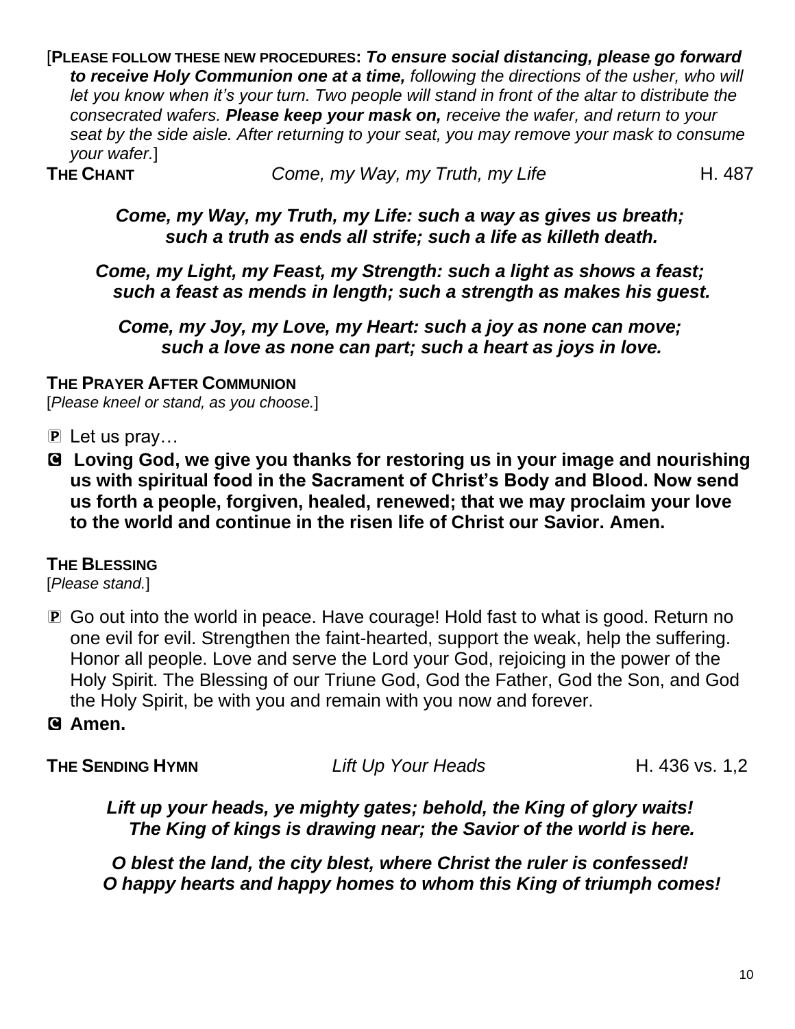[**PLEASE FOLLOW THESE NEW PROCEDURES:** ***To ensure social distancing, please go forward to receive Holy Communion one at a time,*** *following the directions of the usher, who will let you know when it's your turn. Two people will stand in front of the altar to distribute the consecrated wafers.* ***Please keep your mask on,*** *receive the wafer, and return to your seat by the side aisle. After returning to your seat, you may remove your mask to consume your wafer.*]

**THE CHANT** *Come, my Way, my Truth, my Life* H. 487

***Come, my Way, my Truth, my Life: such a way as gives us breath; such a truth as ends all strife; such a life as killeth death.***

***Come, my Light, my Feast, my Strength: such a light as shows a feast; such a feast as mends in length; such a strength as makes his guest.***

***Come, my Joy, my Love, my Heart: such a joy as none can move; such a love as none can part; such a heart as joys in love.***

**THE PRAYER AFTER COMMUNION**

[*Please kneel or stand, as you choose.*]

℗ Let us pray…

Ⓒ **Loving God, we give you thanks for restoring us in your image and nourishing us with spiritual food in the Sacrament of Christ's Body and Blood. Now send us forth a people, forgiven, healed, renewed; that we may proclaim your love to the world and continue in the risen life of Christ our Savior. Amen.**

**THE BLESSING**

[*Please stand.*]

℗ Go out into the world in peace. Have courage! Hold fast to what is good. Return no one evil for evil. Strengthen the faint-hearted, support the weak, help the suffering. Honor all people. Love and serve the Lord your God, rejoicing in the power of the Holy Spirit. The Blessing of our Triune God, God the Father, God the Son, and God the Holy Spirit, be with you and remain with you now and forever.

Ⓒ **Amen.**

**THE SENDING HYMN** *Lift Up Your Heads* H. 436 vs. 1,2

***Lift up your heads, ye mighty gates; behold, the King of glory waits! The King of kings is drawing near; the Savior of the world is here.***

***O blest the land, the city blest, where Christ the ruler is confessed! O happy hearts and happy homes to whom this King of triumph comes!***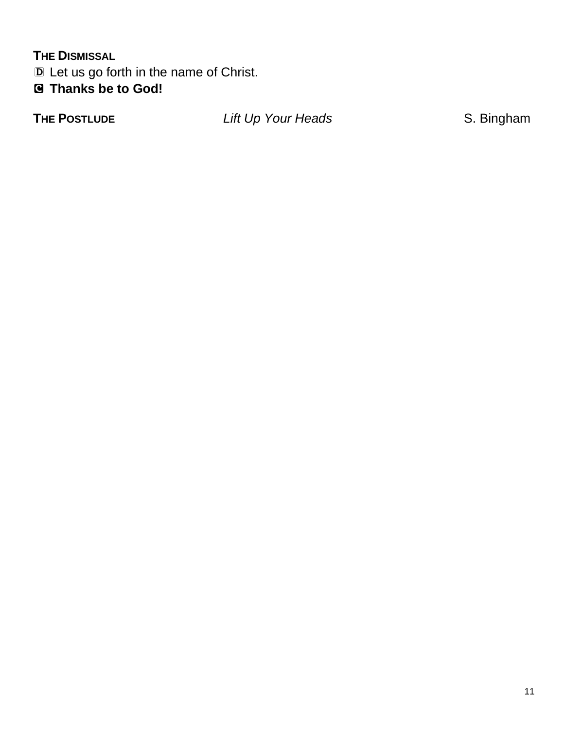**THE DISMISSAL**

Ⓓ Let us go forth in the name of Christ.

🅒 **Thanks be to God!**

**THE POSTLUDE** *Lift Up Your Heads* S. Bingham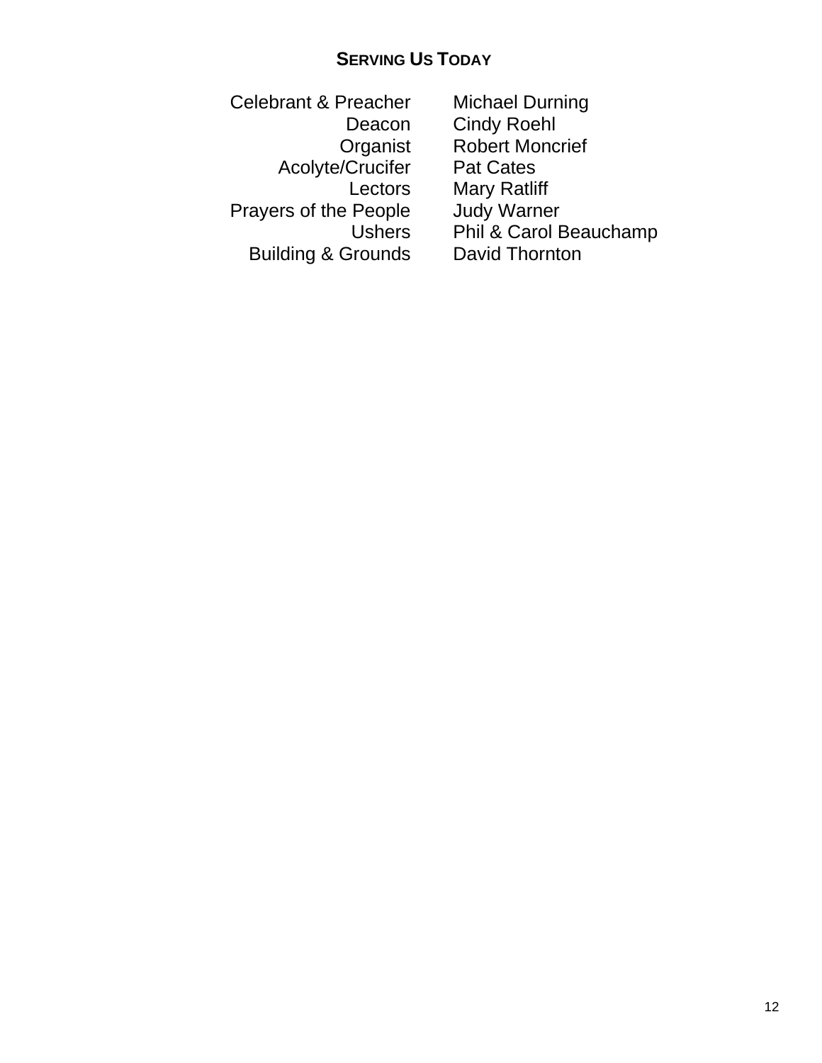## **SERVING US TODAY**

| | |
|---|---|
| Celebrant & Preacher | Michael Durning |
| Deacon | Cindy Roehl |
| Organist | Robert Moncrief |
| Acolyte/Crucifer | Pat Cates |
| Lectors | Mary Ratliff |
| Prayers of the People | Judy Warner |
| Ushers | Phil & Carol Beauchamp |
| Building & Grounds | David Thornton |